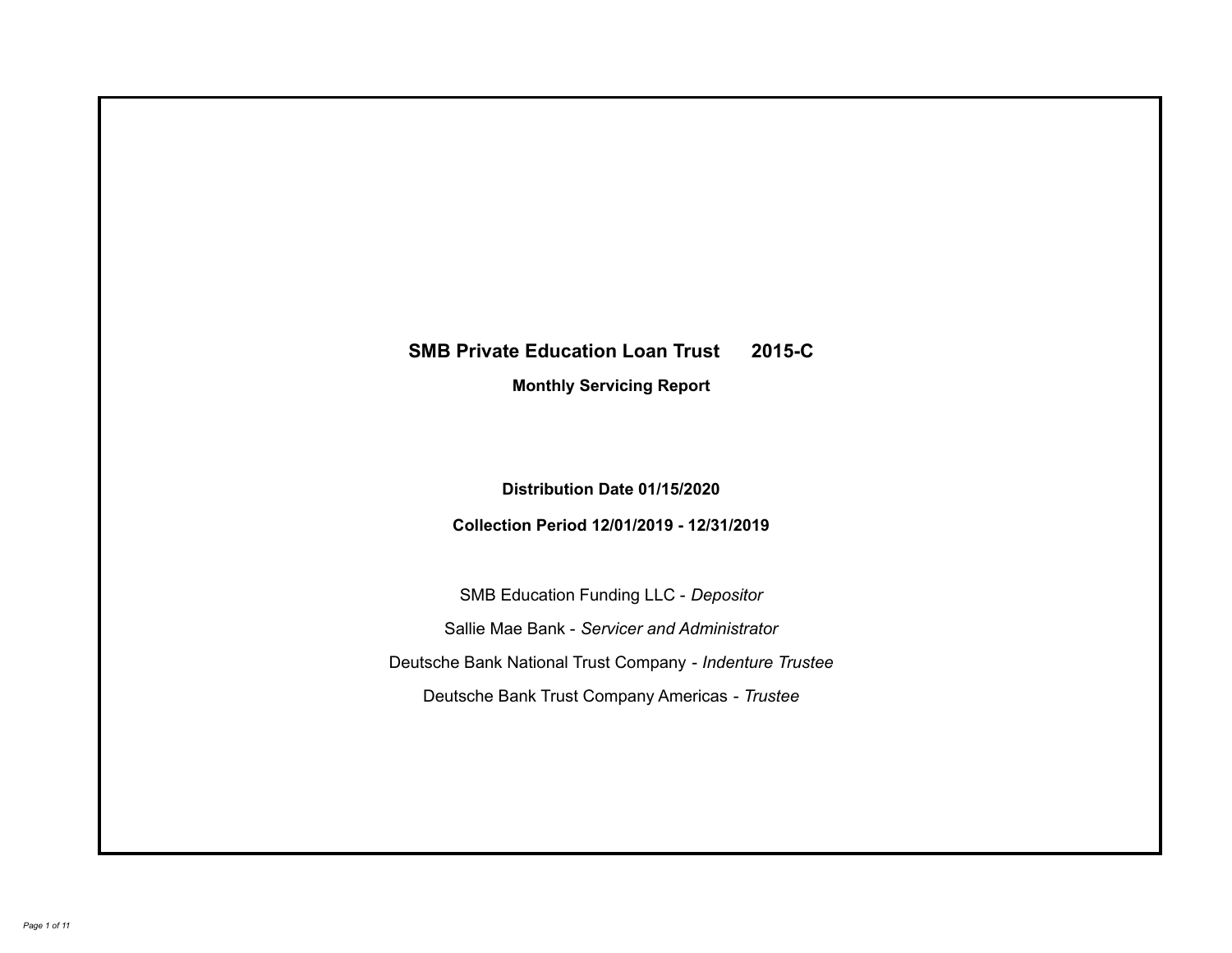# SMB Private Education Loan Trust 2015-C

## Monthly Servicing Report

**Distribution Date 01/15/2020**

**Collection Period 12/01/2019 - 12/31/2019**

SMB Education Funding LLC - *Depositor*

Sallie Mae Bank - *Servicer and Administrator*

Deutsche Bank National Trust Company - *Indenture Trustee*

Deutsche Bank Trust Company Americas - *Trustee*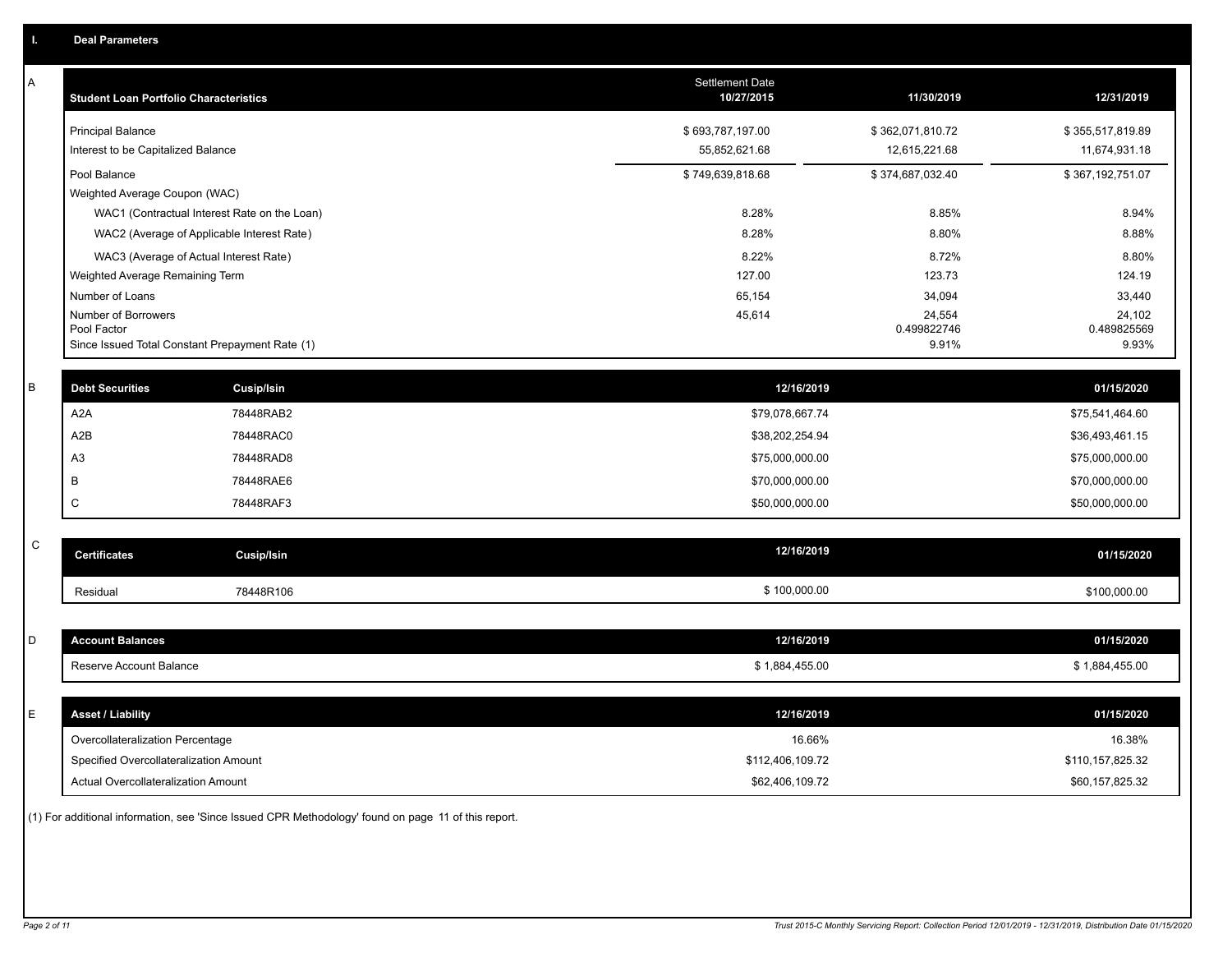## I. Deal Parameters

### A

| Student Loan Portfolio Characteristics | Settlement Date 10/27/2015 | 11/30/2019 | 12/31/2019 |
|---|---|---|---|
| Principal Balance | $ 693,787,197.00 | $ 362,071,810.72 | $ 355,517,819.89 |
| Interest to be Capitalized Balance | 55,852,621.68 | 12,615,221.68 | 11,674,931.18 |
| Pool Balance | $ 749,639,818.68 | $ 374,687,032.40 | $ 367,192,751.07 |
| Weighted Average Coupon (WAC) | | | |
| WAC1 (Contractual Interest Rate on the Loan) | 8.28% | 8.85% | 8.94% |
| WAC2 (Average of Applicable Interest Rate) | 8.28% | 8.80% | 8.88% |
| WAC3 (Average of Actual Interest Rate) | 8.22% | 8.72% | 8.80% |
| Weighted Average Remaining Term | 127.00 | 123.73 | 124.19 |
| Number of Loans | 65,154 | 34,094 | 33,440 |
| Number of Borrowers | 45,614 | 24,554 | 24,102 |
| Pool Factor | | 0.499822746 | 0.489825569 |
| Since Issued Total Constant Prepayment Rate (1) | | 9.91% | 9.93% |

### B

| Debt Securities | Cusip/Isin | 12/16/2019 | 01/15/2020 |
|---|---|---|---|
| A2A | 78448RAB2 | $79,078,667.74 | $75,541,464.60 |
| A2B | 78448RAC0 | $38,202,254.94 | $36,493,461.15 |
| A3 | 78448RAD8 | $75,000,000.00 | $75,000,000.00 |
| B | 78448RAE6 | $70,000,000.00 | $70,000,000.00 |
| C | 78448RAF3 | $50,000,000.00 | $50,000,000.00 |

### C

| Certificates | Cusip/Isin | 12/16/2019 | 01/15/2020 |
|---|---|---|---|
| Residual | 78448R106 | $ 100,000.00 | $100,000.00 |

### D

| Account Balances | 12/16/2019 | 01/15/2020 |
|---|---|---|
| Reserve Account Balance | $ 1,884,455.00 | $ 1,884,455.00 |

### E

| Asset / Liability | 12/16/2019 | 01/15/2020 |
|---|---|---|
| Overcollateralization Percentage | 16.66% | 16.38% |
| Specified Overcollateralization Amount | $112,406,109.72 | $110,157,825.32 |
| Actual Overcollateralization Amount | $62,406,109.72 | $60,157,825.32 |

(1) For additional information, see 'Since Issued CPR Methodology' found on page 11 of this report.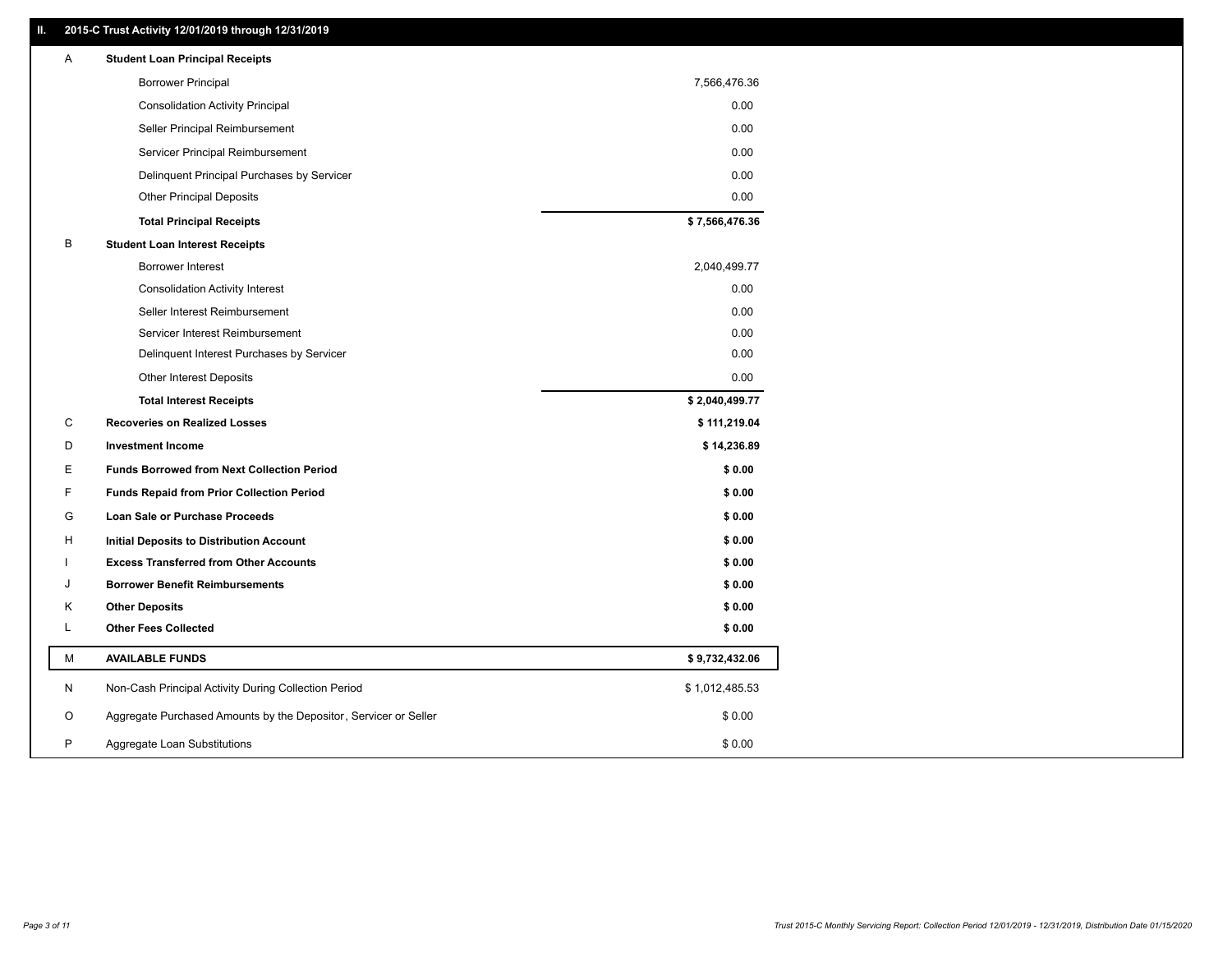## II. 2015-C Trust Activity 12/01/2019 through 12/31/2019

| | | |
|---|---|---|
| A | **Student Loan Principal Receipts** | |
| | Borrower Principal | 7,566,476.36 |
| | Consolidation Activity Principal | 0.00 |
| | Seller Principal Reimbursement | 0.00 |
| | Servicer Principal Reimbursement | 0.00 |
| | Delinquent Principal Purchases by Servicer | 0.00 |
| | Other Principal Deposits | 0.00 |
| | **Total Principal Receipts** | **$ 7,566,476.36** |
| B | **Student Loan Interest Receipts** | |
| | Borrower Interest | 2,040,499.77 |
| | Consolidation Activity Interest | 0.00 |
| | Seller Interest Reimbursement | 0.00 |
| | Servicer Interest Reimbursement | 0.00 |
| | Delinquent Interest Purchases by Servicer | 0.00 |
| | Other Interest Deposits | 0.00 |
| | **Total Interest Receipts** | **$ 2,040,499.77** |
| C | **Recoveries on Realized Losses** | **$ 111,219.04** |
| D | **Investment Income** | **$ 14,236.89** |
| E | **Funds Borrowed from Next Collection Period** | **$ 0.00** |
| F | **Funds Repaid from Prior Collection Period** | **$ 0.00** |
| G | **Loan Sale or Purchase Proceeds** | **$ 0.00** |
| H | **Initial Deposits to Distribution Account** | **$ 0.00** |
| I | **Excess Transferred from Other Accounts** | **$ 0.00** |
| J | **Borrower Benefit Reimbursements** | **$ 0.00** |
| K | **Other Deposits** | **$ 0.00** |
| L | **Other Fees Collected** | **$ 0.00** |
| M | **AVAILABLE FUNDS** | **$ 9,732,432.06** |
| N | Non-Cash Principal Activity During Collection Period | $ 1,012,485.53 |
| O | Aggregate Purchased Amounts by the Depositor, Servicer or Seller | $ 0.00 |
| P | Aggregate Loan Substitutions | $ 0.00 |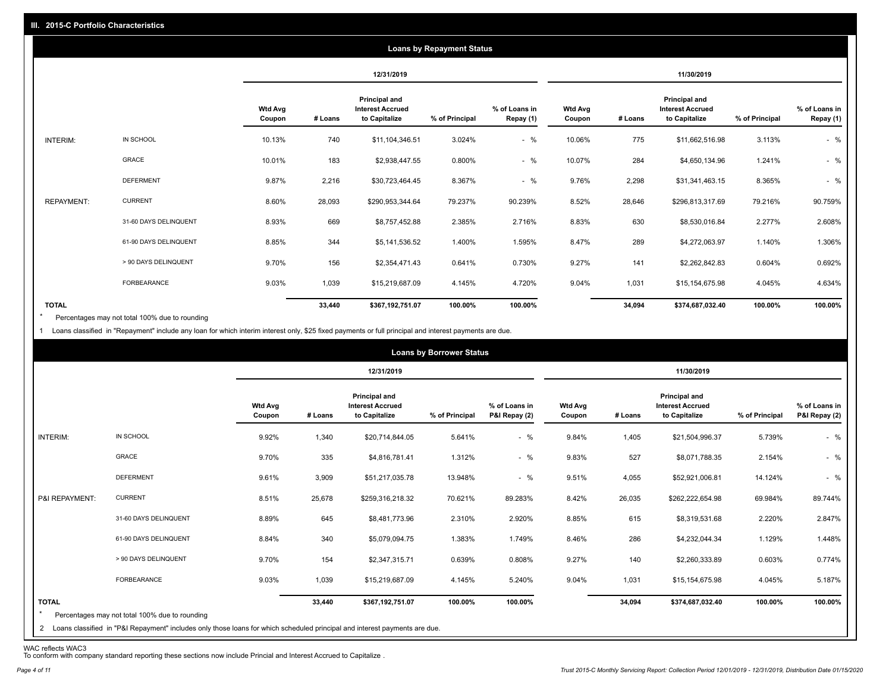## III. 2015-C Portfolio Characteristics

### Loans by Repayment Status

| | | 12/31/2019 | | | | | 11/30/2019 | | | | |
|---|---|---|---|---|---|---|---|---|---|---|---|
| | | Wtd Avg Coupon | # Loans | Principal and Interest Accrued to Capitalize | % of Principal | % of Loans in Repay (1) | Wtd Avg Coupon | # Loans | Principal and Interest Accrued to Capitalize | % of Principal | % of Loans in Repay (1) |
| INTERIM: | IN SCHOOL | 10.13% | 740 | $11,104,346.51 | 3.024% | - % | 10.06% | 775 | $11,662,516.98 | 3.113% | - % |
| | GRACE | 10.01% | 183 | $2,938,447.55 | 0.800% | - % | 10.07% | 284 | $4,650,134.96 | 1.241% | - % |
| | DEFERMENT | 9.87% | 2,216 | $30,723,464.45 | 8.367% | - % | 9.76% | 2,298 | $31,341,463.15 | 8.365% | - % |
| REPAYMENT: | CURRENT | 8.60% | 28,093 | $290,953,344.64 | 79.237% | 90.239% | 8.52% | 28,646 | $296,813,317.69 | 79.216% | 90.759% |
| | 31-60 DAYS DELINQUENT | 8.93% | 669 | $8,757,452.88 | 2.385% | 2.716% | 8.83% | 630 | $8,530,016.84 | 2.277% | 2.608% |
| | 61-90 DAYS DELINQUENT | 8.85% | 344 | $5,141,536.52 | 1.400% | 1.595% | 8.47% | 289 | $4,272,063.97 | 1.140% | 1.306% |
| | > 90 DAYS DELINQUENT | 9.70% | 156 | $2,354,471.43 | 0.641% | 0.730% | 9.27% | 141 | $2,262,842.83 | 0.604% | 0.692% |
| | FORBEARANCE | 9.03% | 1,039 | $15,219,687.09 | 4.145% | 4.720% | 9.04% | 1,031 | $15,154,675.98 | 4.045% | 4.634% |
| TOTAL | | | 33,440 | $367,192,751.07 | 100.00% | 100.00% | | 34,094 | $374,687,032.40 | 100.00% | 100.00% |

\* Percentages may not total 100% due to rounding

1 Loans classified in "Repayment" include any loan for which interim interest only, $25 fixed payments or full principal and interest payments are due.

### Loans by Borrower Status

| | | 12/31/2019 | | | | | 11/30/2019 | | | | |
|---|---|---|---|---|---|---|---|---|---|---|---|
| | | Wtd Avg Coupon | # Loans | Principal and Interest Accrued to Capitalize | % of Principal | % of Loans in P&I Repay (2) | Wtd Avg Coupon | # Loans | Principal and Interest Accrued to Capitalize | % of Principal | % of Loans in P&I Repay (2) |
| INTERIM: | IN SCHOOL | 9.92% | 1,340 | $20,714,844.05 | 5.641% | - % | 9.84% | 1,405 | $21,504,996.37 | 5.739% | - % |
| | GRACE | 9.70% | 335 | $4,816,781.41 | 1.312% | - % | 9.83% | 527 | $8,071,788.35 | 2.154% | - % |
| | DEFERMENT | 9.61% | 3,909 | $51,217,035.78 | 13.948% | - % | 9.51% | 4,055 | $52,921,006.81 | 14.124% | - % |
| P&I REPAYMENT: | CURRENT | 8.51% | 25,678 | $259,316,218.32 | 70.621% | 89.283% | 8.42% | 26,035 | $262,222,654.98 | 69.984% | 89.744% |
| | 31-60 DAYS DELINQUENT | 8.89% | 645 | $8,481,773.96 | 2.310% | 2.920% | 8.85% | 615 | $8,319,531.68 | 2.220% | 2.847% |
| | 61-90 DAYS DELINQUENT | 8.84% | 340 | $5,079,094.75 | 1.383% | 1.749% | 8.46% | 286 | $4,232,044.34 | 1.129% | 1.448% |
| | > 90 DAYS DELINQUENT | 9.70% | 154 | $2,347,315.71 | 0.639% | 0.808% | 9.27% | 140 | $2,260,333.89 | 0.603% | 0.774% |
| | FORBEARANCE | 9.03% | 1,039 | $15,219,687.09 | 4.145% | 5.240% | 9.04% | 1,031 | $15,154,675.98 | 4.045% | 5.187% |
| TOTAL | | | 33,440 | $367,192,751.07 | 100.00% | 100.00% | | 34,094 | $374,687,032.40 | 100.00% | 100.00% |

\* Percentages may not total 100% due to rounding

2 Loans classified in "P&I Repayment" includes only those loans for which scheduled principal and interest payments are due.

WAC reflects WAC3

To conform with company standard reporting these sections now include Princial and Interest Accrued to Capitalize .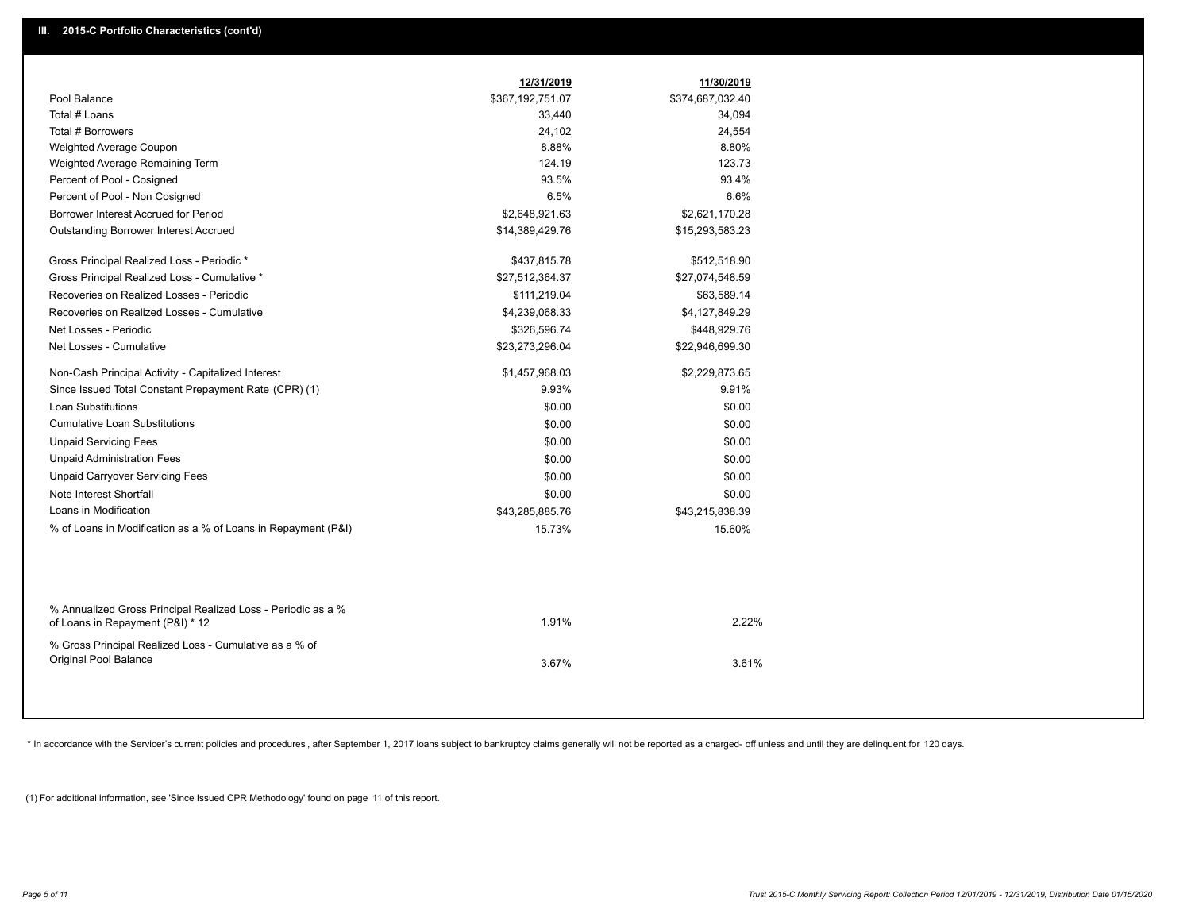## III. 2015-C Portfolio Characteristics (cont'd)

| | 12/31/2019 | 11/30/2019 |
|---|---|---|
| Pool Balance | $367,192,751.07 | $374,687,032.40 |
| Total # Loans | 33,440 | 34,094 |
| Total # Borrowers | 24,102 | 24,554 |
| Weighted Average Coupon | 8.88% | 8.80% |
| Weighted Average Remaining Term | 124.19 | 123.73 |
| Percent of Pool - Cosigned | 93.5% | 93.4% |
| Percent of Pool - Non Cosigned | 6.5% | 6.6% |
| Borrower Interest Accrued for Period | $2,648,921.63 | $2,621,170.28 |
| Outstanding Borrower Interest Accrued | $14,389,429.76 | $15,293,583.23 |
| Gross Principal Realized Loss - Periodic * | $437,815.78 | $512,518.90 |
| Gross Principal Realized Loss - Cumulative * | $27,512,364.37 | $27,074,548.59 |
| Recoveries on Realized Losses - Periodic | $111,219.04 | $63,589.14 |
| Recoveries on Realized Losses - Cumulative | $4,239,068.33 | $4,127,849.29 |
| Net Losses - Periodic | $326,596.74 | $448,929.76 |
| Net Losses - Cumulative | $23,273,296.04 | $22,946,699.30 |
| Non-Cash Principal Activity - Capitalized Interest | $1,457,968.03 | $2,229,873.65 |
| Since Issued Total Constant Prepayment Rate (CPR) (1) | 9.93% | 9.91% |
| Loan Substitutions | $0.00 | $0.00 |
| Cumulative Loan Substitutions | $0.00 | $0.00 |
| Unpaid Servicing Fees | $0.00 | $0.00 |
| Unpaid Administration Fees | $0.00 | $0.00 |
| Unpaid Carryover Servicing Fees | $0.00 | $0.00 |
| Note Interest Shortfall | $0.00 | $0.00 |
| Loans in Modification | $43,285,885.76 | $43,215,838.39 |
| % of Loans in Modification as a % of Loans in Repayment (P&I) | 15.73% | 15.60% |
| % Annualized Gross Principal Realized Loss - Periodic as a % of Loans in Repayment (P&I) * 12 | 1.91% | 2.22% |
| % Gross Principal Realized Loss - Cumulative as a % of Original Pool Balance | 3.67% | 3.61% |

* In accordance with the Servicer's current policies and procedures, after September 1, 2017 loans subject to bankruptcy claims generally will not be reported as a charged- off unless and until they are delinquent for 120 days.

(1) For additional information, see 'Since Issued CPR Methodology' found on page 11 of this report.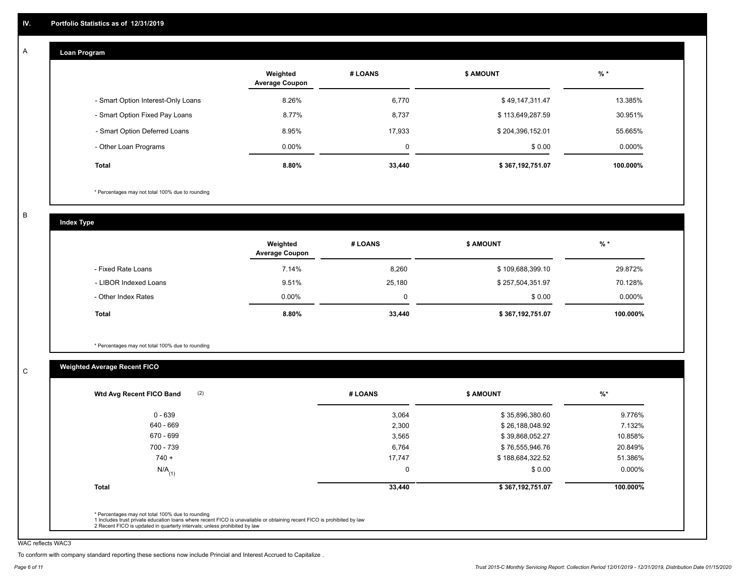## IV. Portfolio Statistics as of 12/31/2019

### A. Loan Program

| | Weighted Average Coupon | # LOANS | $ AMOUNT | % * |
|---|---|---|---|---|
| - Smart Option Interest-Only Loans | 8.26% | 6,770 | $ 49,147,311.47 | 13.385% |
| - Smart Option Fixed Pay Loans | 8.77% | 8,737 | $ 113,649,287.59 | 30.951% |
| - Smart Option Deferred Loans | 8.95% | 17,933 | $ 204,396,152.01 | 55.665% |
| - Other Loan Programs | 0.00% | 0 | $ 0.00 | 0.000% |
| **Total** | **8.80%** | **33,440** | **$ 367,192,751.07** | **100.000%** |

* Percentages may not total 100% due to rounding

### B. Index Type

| | Weighted Average Coupon | # LOANS | $ AMOUNT | % * |
|---|---|---|---|---|
| - Fixed Rate Loans | 7.14% | 8,260 | $ 109,688,399.10 | 29.872% |
| - LIBOR Indexed Loans | 9.51% | 25,180 | $ 257,504,351.97 | 70.128% |
| - Other Index Rates | 0.00% | 0 | $ 0.00 | 0.000% |
| **Total** | **8.80%** | **33,440** | **$ 367,192,751.07** | **100.000%** |

* Percentages may not total 100% due to rounding

### C. Weighted Average Recent FICO

| Wtd Avg Recent FICO Band (2) | # LOANS | $ AMOUNT | %* |
|---|---|---|---|
| 0 - 639 | 3,064 | $ 35,896,380.60 | 9.776% |
| 640 - 669 | 2,300 | $ 26,188,048.92 | 7.132% |
| 670 - 699 | 3,565 | $ 39,868,052.27 | 10.858% |
| 700 - 739 | 6,764 | $ 76,555,946.76 | 20.849% |
| 740 + | 17,747 | $ 188,684,322.52 | 51.386% |
| N/A (1) | 0 | $ 0.00 | 0.000% |
| **Total** | **33,440** | **$ 367,192,751.07** | **100.000%** |

* Percentages may not total 100% due to rounding
1 Includes trust private education loans where recent FICO is unavailable or obtaining recent FICO is prohibited by law
2 Recent FICO is updated in quarterly intervals; unless prohibited by law

WAC reflects WAC3

To conform with company standard reporting these sections now include Princial and Interest Accrued to Capitalize .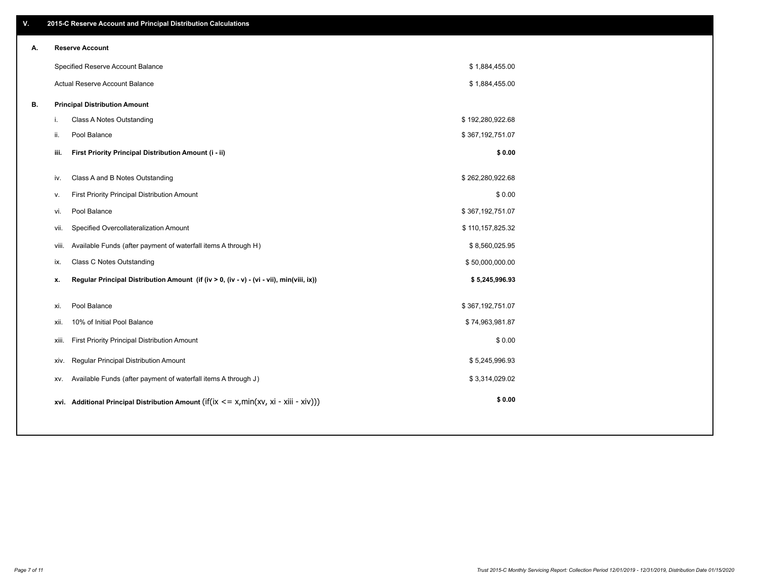## V. 2015-C Reserve Account and Principal Distribution Calculations

### A. Reserve Account

| | |
|---|---|
| Specified Reserve Account Balance | $ 1,884,455.00 |
| Actual Reserve Account Balance | $ 1,884,455.00 |

### B. Principal Distribution Amount

| | | |
|---|---|---|
| i. | Class A Notes Outstanding | $ 192,280,922.68 |
| ii. | Pool Balance | $ 367,192,751.07 |
| **iii.** | **First Priority Principal Distribution Amount (i - ii)** | **$ 0.00** |
| iv. | Class A and B Notes Outstanding | $ 262,280,922.68 |
| v. | First Priority Principal Distribution Amount | $ 0.00 |
| vi. | Pool Balance | $ 367,192,751.07 |
| vii. | Specified Overcollateralization Amount | $ 110,157,825.32 |
| viii. | Available Funds (after payment of waterfall items A through H) | $ 8,560,025.95 |
| ix. | Class C Notes Outstanding | $ 50,000,000.00 |
| **x.** | **Regular Principal Distribution Amount (if (iv > 0, (iv - v) - (vi - vii), min(viii, ix))** | **$ 5,245,996.93** |
| xi. | Pool Balance | $ 367,192,751.07 |
| xii. | 10% of Initial Pool Balance | $ 74,963,981.87 |
| xiii. | First Priority Principal Distribution Amount | $ 0.00 |
| xiv. | Regular Principal Distribution Amount | $ 5,245,996.93 |
| xv. | Available Funds (after payment of waterfall items A through J) | $ 3,314,029.02 |
| **xvi.** | **Additional Principal Distribution Amount** (if(ix <= x,min(xv, xi - xiii - xiv))) | **$ 0.00** |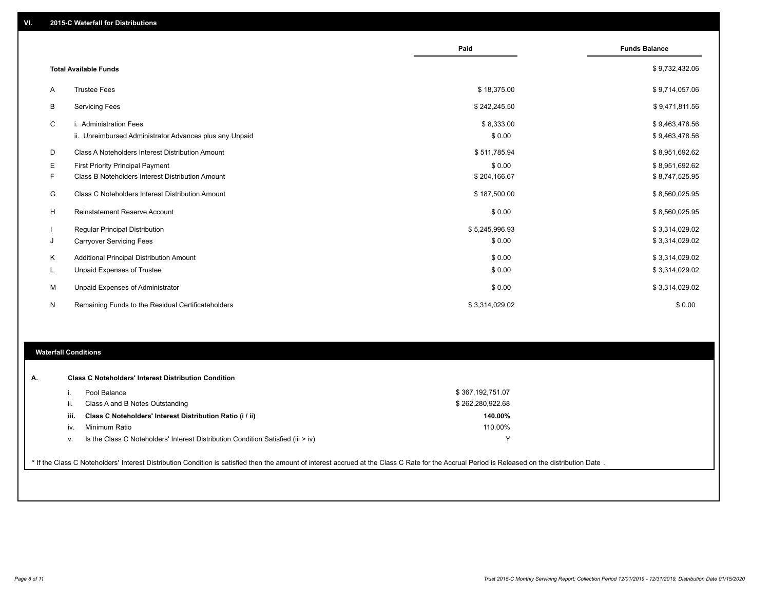## VI. 2015-C Waterfall for Distributions

| | | Paid | Funds Balance |
|---|---|---|---|
| | **Total Available Funds** | | $ 9,732,432.06 |
| A | Trustee Fees | $ 18,375.00 | $ 9,714,057.06 |
| B | Servicing Fees | $ 242,245.50 | $ 9,471,811.56 |
| C | i. Administration Fees | $ 8,333.00 | $ 9,463,478.56 |
| | ii. Unreimbursed Administrator Advances plus any Unpaid | $ 0.00 | $ 9,463,478.56 |
| D | Class A Noteholders Interest Distribution Amount | $ 511,785.94 | $ 8,951,692.62 |
| E | First Priority Principal Payment | $ 0.00 | $ 8,951,692.62 |
| F | Class B Noteholders Interest Distribution Amount | $ 204,166.67 | $ 8,747,525.95 |
| G | Class C Noteholders Interest Distribution Amount | $ 187,500.00 | $ 8,560,025.95 |
| H | Reinstatement Reserve Account | $ 0.00 | $ 8,560,025.95 |
| I | Regular Principal Distribution | $ 5,245,996.93 | $ 3,314,029.02 |
| J | Carryover Servicing Fees | $ 0.00 | $ 3,314,029.02 |
| K | Additional Principal Distribution Amount | $ 0.00 | $ 3,314,029.02 |
| L | Unpaid Expenses of Trustee | $ 0.00 | $ 3,314,029.02 |
| M | Unpaid Expenses of Administrator | $ 0.00 | $ 3,314,029.02 |
| N | Remaining Funds to the Residual Certificateholders | $ 3,314,029.02 | $ 0.00 |

### Waterfall Conditions

**A. Class C Noteholders' Interest Distribution Condition**

| | | |
|---|---|---|
| i. | Pool Balance | $ 367,192,751.07 |
| ii. | Class A and B Notes Outstanding | $ 262,280,922.68 |
| **iii.** | **Class C Noteholders' Interest Distribution Ratio (i / ii)** | **140.00%** |
| iv. | Minimum Ratio | 110.00% |
| v. | Is the Class C Noteholders' Interest Distribution Condition Satisfied (iii > iv) | Y |

* If the Class C Noteholders' Interest Distribution Condition is satisfied then the amount of interest accrued at the Class C Rate for the Accrual Period is Released on the distribution Date .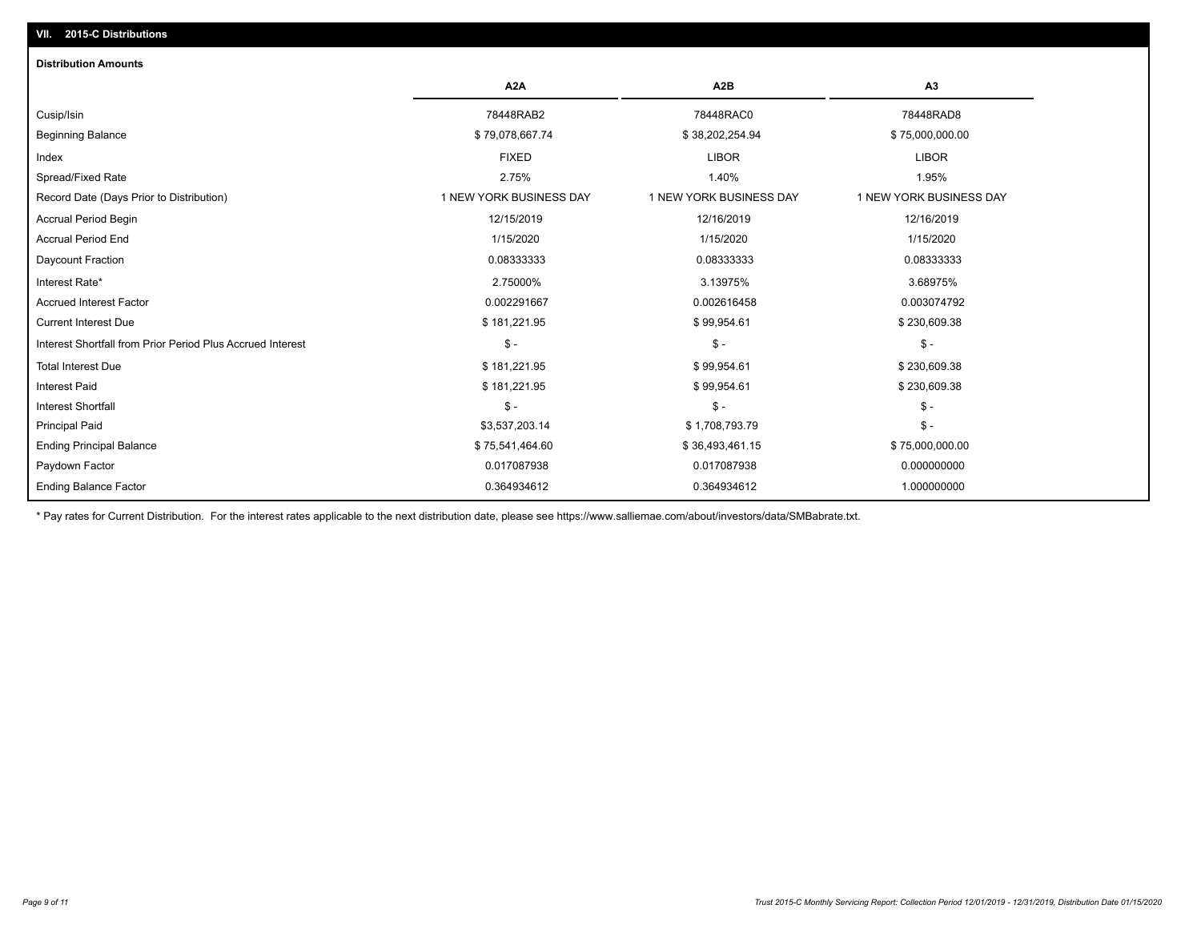## VII. 2015-C Distributions

### Distribution Amounts

| | A2A | A2B | A3 |
|---|---|---|---|
| Cusip/Isin | 78448RAB2 | 78448RAC0 | 78448RAD8 |
| Beginning Balance | $ 79,078,667.74 | $ 38,202,254.94 | $ 75,000,000.00 |
| Index | FIXED | LIBOR | LIBOR |
| Spread/Fixed Rate | 2.75% | 1.40% | 1.95% |
| Record Date (Days Prior to Distribution) | 1 NEW YORK BUSINESS DAY | 1 NEW YORK BUSINESS DAY | 1 NEW YORK BUSINESS DAY |
| Accrual Period Begin | 12/15/2019 | 12/16/2019 | 12/16/2019 |
| Accrual Period End | 1/15/2020 | 1/15/2020 | 1/15/2020 |
| Daycount Fraction | 0.08333333 | 0.08333333 | 0.08333333 |
| Interest Rate* | 2.75000% | 3.13975% | 3.68975% |
| Accrued Interest Factor | 0.002291667 | 0.002616458 | 0.003074792 |
| Current Interest Due | $ 181,221.95 | $ 99,954.61 | $ 230,609.38 |
| Interest Shortfall from Prior Period Plus Accrued Interest | $ - | $ - | $ - |
| Total Interest Due | $ 181,221.95 | $ 99,954.61 | $ 230,609.38 |
| Interest Paid | $ 181,221.95 | $ 99,954.61 | $ 230,609.38 |
| Interest Shortfall | $ - | $ - | $ - |
| Principal Paid | $3,537,203.14 | $ 1,708,793.79 | $ - |
| Ending Principal Balance | $ 75,541,464.60 | $ 36,493,461.15 | $ 75,000,000.00 |
| Paydown Factor | 0.017087938 | 0.017087938 | 0.000000000 |
| Ending Balance Factor | 0.364934612 | 0.364934612 | 1.000000000 |

* Pay rates for Current Distribution. For the interest rates applicable to the next distribution date, please see https://www.salliemae.com/about/investors/data/SMBabrate.txt.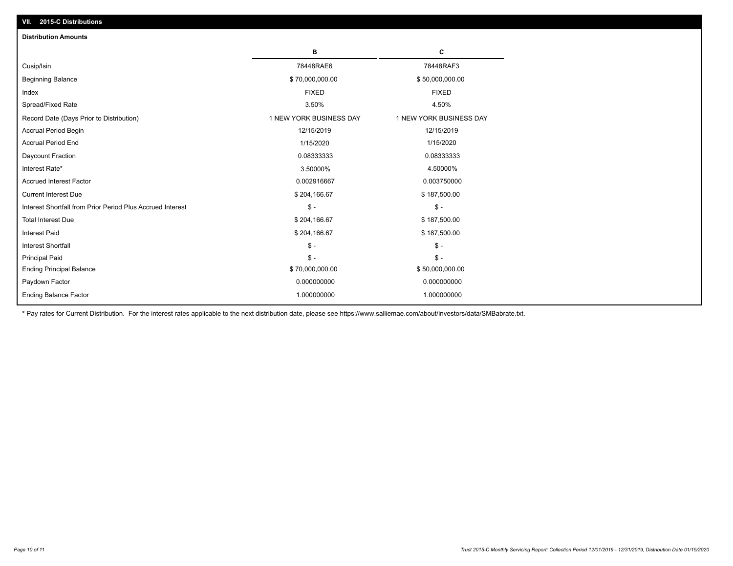## VII. 2015-C Distributions

### Distribution Amounts

| | B | C |
|---|---|---|
| Cusip/Isin | 78448RAE6 | 78448RAF3 |
| Beginning Balance | $ 70,000,000.00 | $ 50,000,000.00 |
| Index | FIXED | FIXED |
| Spread/Fixed Rate | 3.50% | 4.50% |
| Record Date (Days Prior to Distribution) | 1 NEW YORK BUSINESS DAY | 1 NEW YORK BUSINESS DAY |
| Accrual Period Begin | 12/15/2019 | 12/15/2019 |
| Accrual Period End | 1/15/2020 | 1/15/2020 |
| Daycount Fraction | 0.08333333 | 0.08333333 |
| Interest Rate* | 3.50000% | 4.50000% |
| Accrued Interest Factor | 0.002916667 | 0.003750000 |
| Current Interest Due | $ 204,166.67 | $ 187,500.00 |
| Interest Shortfall from Prior Period Plus Accrued Interest | $ - | $ - |
| Total Interest Due | $ 204,166.67 | $ 187,500.00 |
| Interest Paid | $ 204,166.67 | $ 187,500.00 |
| Interest Shortfall | $ - | $ - |
| Principal Paid | $ - | $ - |
| Ending Principal Balance | $ 70,000,000.00 | $ 50,000,000.00 |
| Paydown Factor | 0.000000000 | 0.000000000 |
| Ending Balance Factor | 1.000000000 | 1.000000000 |

* Pay rates for Current Distribution. For the interest rates applicable to the next distribution date, please see https://www.salliemae.com/about/investors/data/SMBabrate.txt.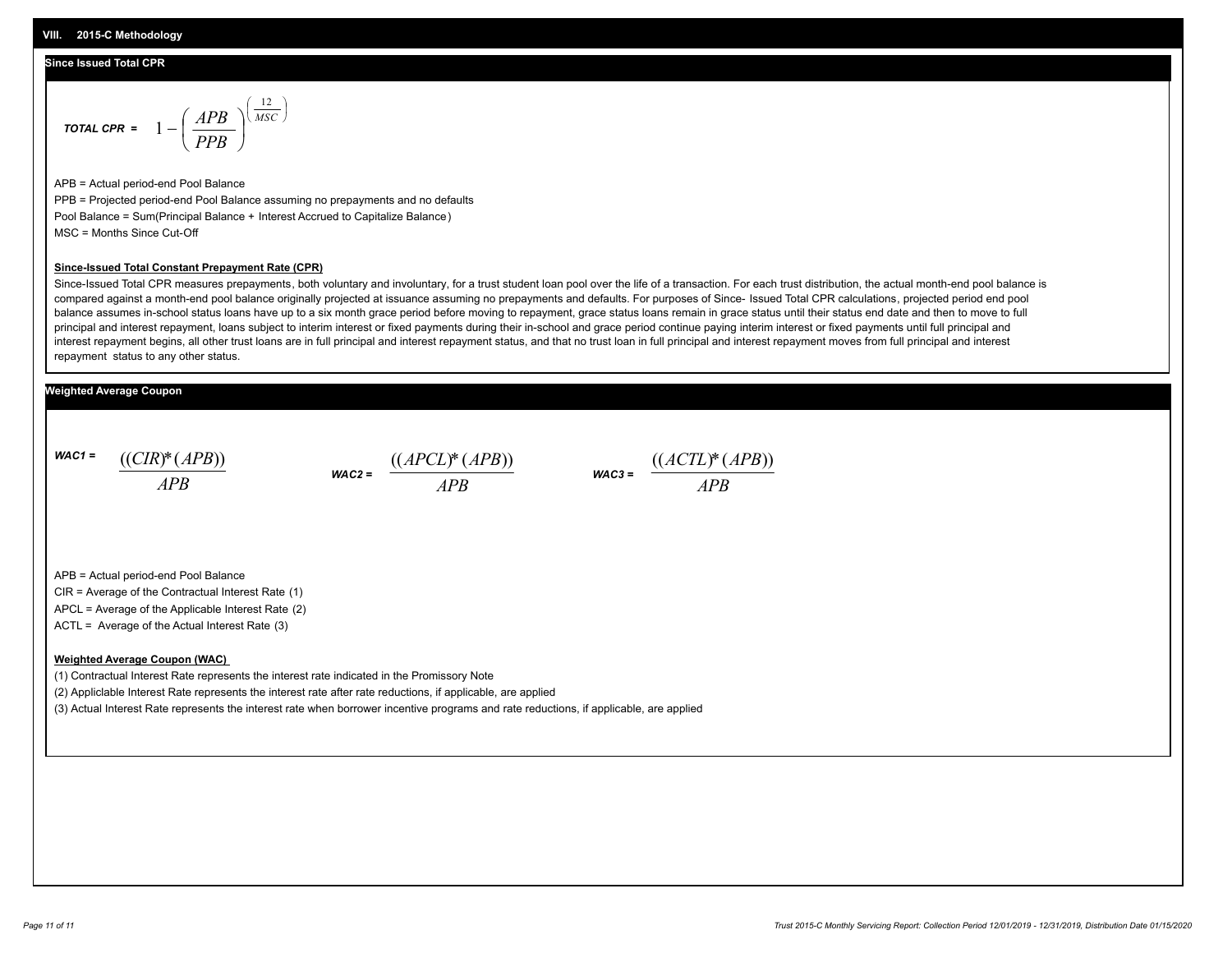# VIII. 2015-C Methodology

## Since Issued Total CPR

$$\textbf{\textit{TOTAL CPR}} = 1 - \left(\frac{APB}{PPB}\right)^{\left(\frac{12}{MSC}\right)}$$

APB = Actual period-end Pool Balance

PPB = Projected period-end Pool Balance assuming no prepayments and no defaults

Pool Balance = Sum(Principal Balance + Interest Accrued to Capitalize Balance)

MSC = Months Since Cut-Off

**Since-Issued Total Constant Prepayment Rate (CPR)**

Since-Issued Total CPR measures prepayments, both voluntary and involuntary, for a trust student loan pool over the life of a transaction. For each trust distribution, the actual month-end pool balance is compared against a month-end pool balance originally projected at issuance assuming no prepayments and defaults. For purposes of Since- Issued Total CPR calculations, projected period end pool balance assumes in-school status loans have up to a six month grace period before moving to repayment, grace status loans remain in grace status until their status end date and then to move to full principal and interest repayment, loans subject to interim interest or fixed payments during their in-school and grace period continue paying interim interest or fixed payments until full principal and interest repayment begins, all other trust loans are in full principal and interest repayment status, and that no trust loan in full principal and interest repayment moves from full principal and interest repayment status to any other status.

## Weighted Average Coupon

$$\textbf{\textit{WAC1}} = \frac{((CIR)*(APB))}{APB} \qquad \textbf{\textit{WAC2}} = \frac{((APCL)*(APB))}{APB} \qquad \textbf{\textit{WAC3}} = \frac{((ACTL)*(APB))}{APB}$$

APB = Actual period-end Pool Balance

CIR = Average of the Contractual Interest Rate (1)

APCL = Average of the Applicable Interest Rate (2)

ACTL = Average of the Actual Interest Rate (3)

**Weighted Average Coupon (WAC)**

(1) Contractual Interest Rate represents the interest rate indicated in the Promissory Note

(2) Appliclable Interest Rate represents the interest rate after rate reductions, if applicable, are applied

(3) Actual Interest Rate represents the interest rate when borrower incentive programs and rate reductions, if applicable, are applied